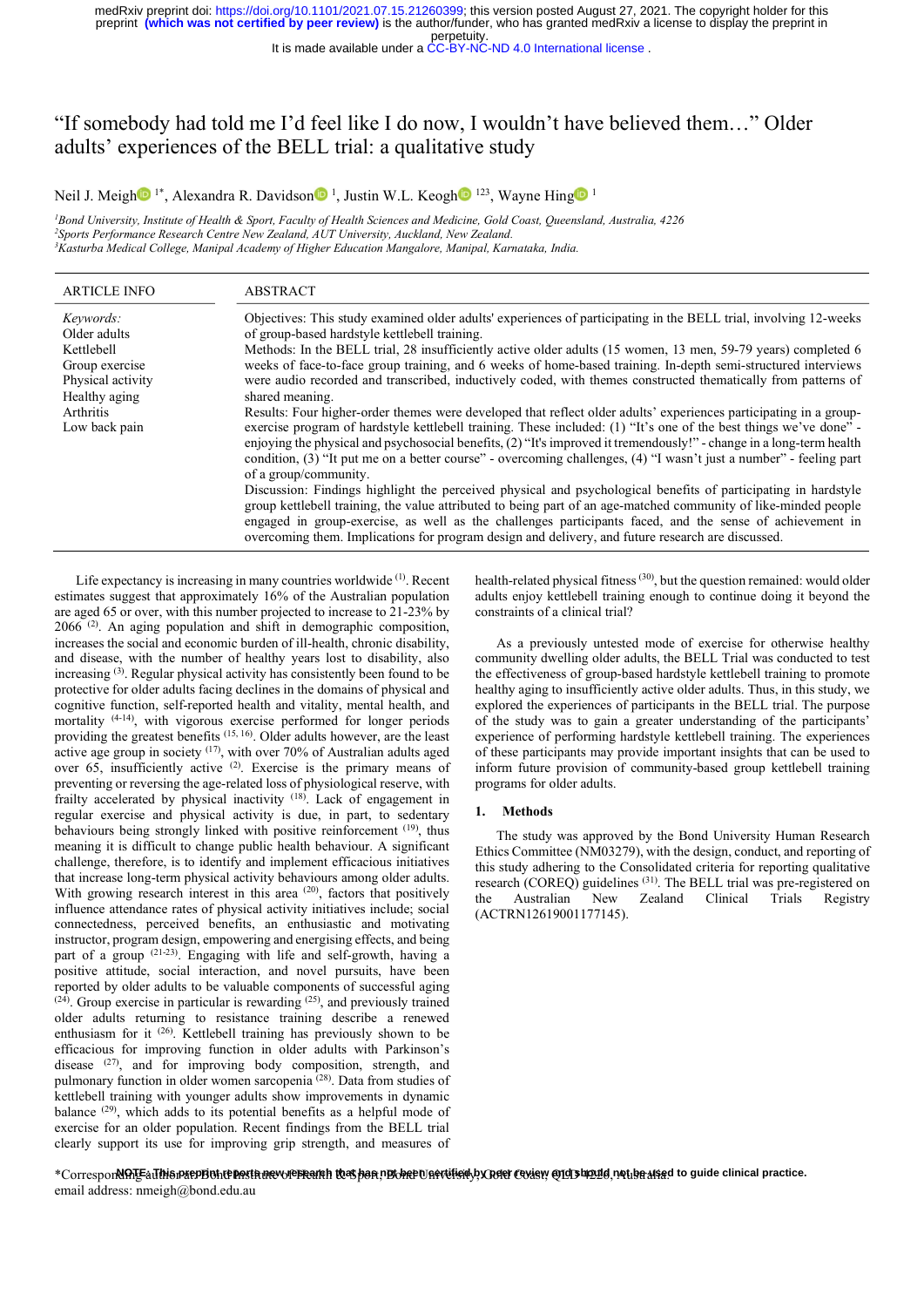# "If somebody had told me I'd feel like I do now, I wouldn't have believed them…" Older adults' experiences of the BELL trial: a qualitative study

Neil J. Meigh [1*], Alexandra R. Davidson [1], Justin W.L. Keogh [123], Wayne Hing [1]

[1]Bond University, Institute of Health & Sport, Faculty of Health Sciences and Medicine, Gold Coast, Queensland, Australia, 4226
[2]Sports Performance Research Centre New Zealand, AUT University, Auckland, New Zealand.
[3]Kasturba Medical College, Manipal Academy of Higher Education Mangalore, Manipal, Karnataka, India.

**ARTICLE INFO**

*Keywords:*
Older adults
Kettlebell
Group exercise
Physical activity
Healthy aging
Arthritis
Low back pain

**ABSTRACT**

Objectives: This study examined older adults' experiences of participating in the BELL trial, involving 12-weeks of group-based hardstyle kettlebell training.

Methods: In the BELL trial, 28 insufficiently active older adults (15 women, 13 men, 59-79 years) completed 6 weeks of face-to-face group training, and 6 weeks of home-based training. In-depth semi-structured interviews were audio recorded and transcribed, inductively coded, with themes constructed thematically from patterns of shared meaning.

Results: Four higher-order themes were developed that reflect older adults' experiences participating in a group-exercise program of hardstyle kettlebell training. These included: (1) "It's one of the best things we've done" - enjoying the physical and psychosocial benefits, (2) "It's improved it tremendously!" - change in a long-term health condition, (3) "It put me on a better course" - overcoming challenges, (4) "I wasn't just a number" - feeling part of a group/community.

Discussion: Findings highlight the perceived physical and psychological benefits of participating in hardstyle group kettlebell training, the value attributed to being part of an age-matched community of like-minded people engaged in group-exercise, as well as the challenges participants faced, and the sense of achievement in overcoming them. Implications for program design and delivery, and future research are discussed.

Life expectancy is increasing in many countries worldwide [1]. Recent estimates suggest that approximately 16% of the Australian population are aged 65 or over, with this number projected to increase to 21-23% by 2066 [2]. An aging population and shift in demographic composition, increases the social and economic burden of ill-health, chronic disability, and disease, with the number of healthy years lost to disability, also increasing [3]. Regular physical activity has consistently been found to be protective for older adults facing declines in the domains of physical and cognitive function, self-reported health and vitality, mental health, and mortality [4-14], with vigorous exercise performed for longer periods providing the greatest benefits [15, 16]. Older adults however, are the least active age group in society [17], with over 70% of Australian adults aged over 65, insufficiently active [2]. Exercise is the primary means of preventing or reversing the age-related loss of physiological reserve, with frailty accelerated by physical inactivity [18]. Lack of engagement in regular exercise and physical activity is due, in part, to sedentary behaviours being strongly linked with positive reinforcement [19], thus meaning it is difficult to change public health behaviour. A significant challenge, therefore, is to identify and implement efficacious initiatives that increase long-term physical activity behaviours among older adults. With growing research interest in this area [20], factors that positively influence attendance rates of physical activity initiatives include; social connectedness, perceived benefits, an enthusiastic and motivating instructor, program design, empowering and energising effects, and being part of a group [21-23]. Engaging with life and self-growth, having a positive attitude, social interaction, and novel pursuits, have been reported by older adults to be valuable components of successful aging [24]. Group exercise in particular is rewarding [25], and previously trained older adults returning to resistance training describe a renewed enthusiasm for it [26]. Kettlebell training has previously shown to be efficacious for improving function in older adults with Parkinson's disease [27], and for improving body composition, strength, and pulmonary function in older women sarcopenia [28]. Data from studies of kettlebell training with younger adults show improvements in dynamic balance [29], which adds to its potential benefits as a helpful mode of exercise for an older population. Recent findings from the BELL trial clearly support its use for improving grip strength, and measures of health-related physical fitness [30], but the question remained: would older adults enjoy kettlebell training enough to continue doing it beyond the constraints of a clinical trial?

As a previously untested mode of exercise for otherwise healthy community dwelling older adults, the BELL Trial was conducted to test the effectiveness of group-based hardstyle kettlebell training to promote healthy aging to insufficiently active older adults. Thus, in this study, we explored the experiences of participants in the BELL trial. The purpose of the study was to gain a greater understanding of the participants' experience of performing hardstyle kettlebell training. The experiences of these participants may provide important insights that can be used to inform future provision of community-based group kettlebell training programs for older adults.

## 1. Methods

The study was approved by the Bond University Human Research Ethics Committee (NM03279), with the design, conduct, and reporting of this study adhering to the Consolidated criteria for reporting qualitative research (COREQ) guidelines [31]. The BELL trial was pre-registered on the Australian New Zealand Clinical Trials Registry (ACTRN12619001177145).

*Corresponding author: Bond Institute of Health & Sport, Bond University, Gold Coast, QLD 4226, Australia.
email address: nmeigh@bond.edu.au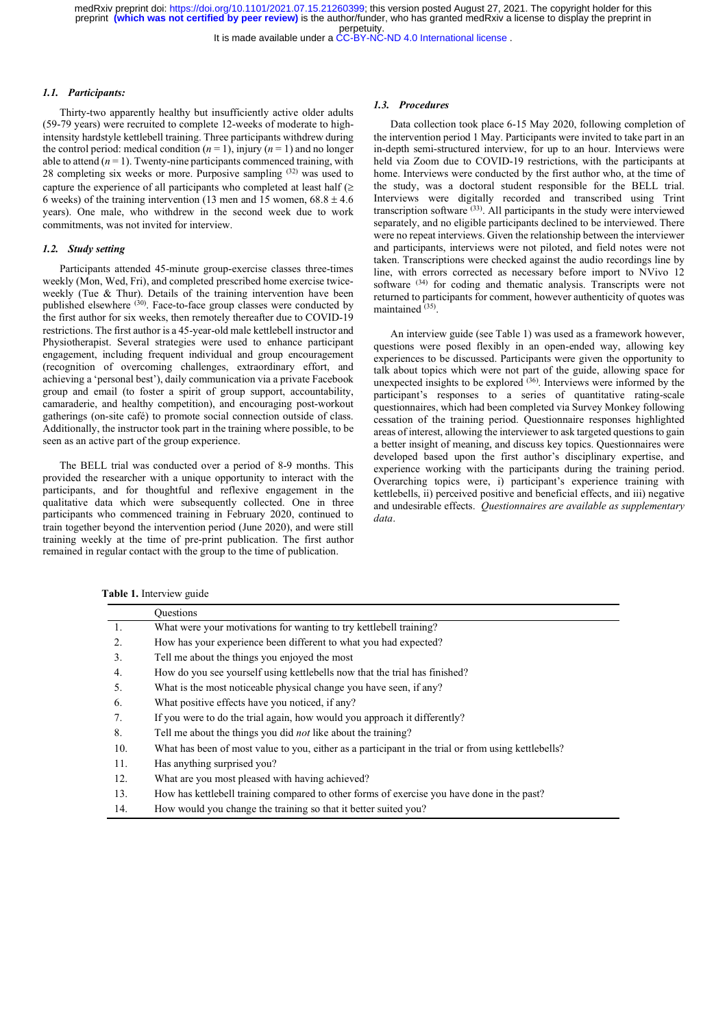### 1.1. Participants:

Thirty-two apparently healthy but insufficiently active older adults (59-79 years) were recruited to complete 12-weeks of moderate to high-intensity hardstyle kettlebell training. Three participants withdrew during the control period: medical condition ($n = 1$), injury ($n = 1$) and no longer able to attend ($n = 1$). Twenty-nine participants commenced training, with 28 completing six weeks or more. Purposive sampling [32] was used to capture the experience of all participants who completed at least half ($\geq$ 6 weeks) of the training intervention (13 men and 15 women, $68.8 \pm 4.6$ years). One male, who withdrew in the second week due to work commitments, was not invited for interview.

### 1.2. Study setting

Participants attended 45-minute group-exercise classes three-times weekly (Mon, Wed, Fri), and completed prescribed home exercise twice-weekly (Tue & Thur). Details of the training intervention have been published elsewhere [30]. Face-to-face group classes were conducted by the first author for six weeks, then remotely thereafter due to COVID-19 restrictions. The first author is a 45-year-old male kettlebell instructor and Physiotherapist. Several strategies were used to enhance participant engagement, including frequent individual and group encouragement (recognition of overcoming challenges, extraordinary effort, and achieving a 'personal best'), daily communication via a private Facebook group and email (to foster a spirit of group support, accountability, camaraderie, and healthy competition), and encouraging post-workout gatherings (on-site café) to promote social connection outside of class. Additionally, the instructor took part in the training where possible, to be seen as an active part of the group experience.

The BELL trial was conducted over a period of 8-9 months. This provided the researcher with a unique opportunity to interact with the participants, and for thoughtful and reflexive engagement in the qualitative data which were subsequently collected. One in three participants who commenced training in February 2020, continued to train together beyond the intervention period (June 2020), and were still training weekly at the time of pre-print publication. The first author remained in regular contact with the group to the time of publication.

### 1.3. Procedures

Data collection took place 6-15 May 2020, following completion of the intervention period 1 May. Participants were invited to take part in an in-depth semi-structured interview, for up to an hour. Interviews were held via Zoom due to COVID-19 restrictions, with the participants at home. Interviews were conducted by the first author who, at the time of the study, was a doctoral student responsible for the BELL trial. Interviews were digitally recorded and transcribed using Trint transcription software [33]. All participants in the study were interviewed separately, and no eligible participants declined to be interviewed. There were no repeat interviews. Given the relationship between the interviewer and participants, interviews were not piloted, and field notes were not taken. Transcriptions were checked against the audio recordings line by line, with errors corrected as necessary before import to NVivo 12 software [34] for coding and thematic analysis. Transcripts were not returned to participants for comment, however authenticity of quotes was maintained [35].

An interview guide (see Table 1) was used as a framework however, questions were posed flexibly in an open-ended way, allowing key experiences to be discussed. Participants were given the opportunity to talk about topics which were not part of the guide, allowing space for unexpected insights to be explored [36]. Interviews were informed by the participant's responses to a series of quantitative rating-scale questionnaires, which had been completed via Survey Monkey following cessation of the training period. Questionnaire responses highlighted areas of interest, allowing the interviewer to ask targeted questions to gain a better insight of meaning, and discuss key topics. Questionnaires were developed based upon the first author's disciplinary expertise, and experience working with the participants during the training period. Overarching topics were, i) participant's experience training with kettlebells, ii) perceived positive and beneficial effects, and iii) negative and undesirable effects. *Questionnaires are available as supplementary data*.

**Table 1.** Interview guide

| | Questions |
|---|---|
| 1. | What were your motivations for wanting to try kettlebell training? |
| 2. | How has your experience been different to what you had expected? |
| 3. | Tell me about the things you enjoyed the most |
| 4. | How do you see yourself using kettlebells now that the trial has finished? |
| 5. | What is the most noticeable physical change you have seen, if any? |
| 6. | What positive effects have you noticed, if any? |
| 7. | If you were to do the trial again, how would you approach it differently? |
| 8. | Tell me about the things you did *not* like about the training? |
| 10. | What has been of most value to you, either as a participant in the trial or from using kettlebells? |
| 11. | Has anything surprised you? |
| 12. | What are you most pleased with having achieved? |
| 13. | How has kettlebell training compared to other forms of exercise you have done in the past? |
| 14. | How would you change the training so that it better suited you? |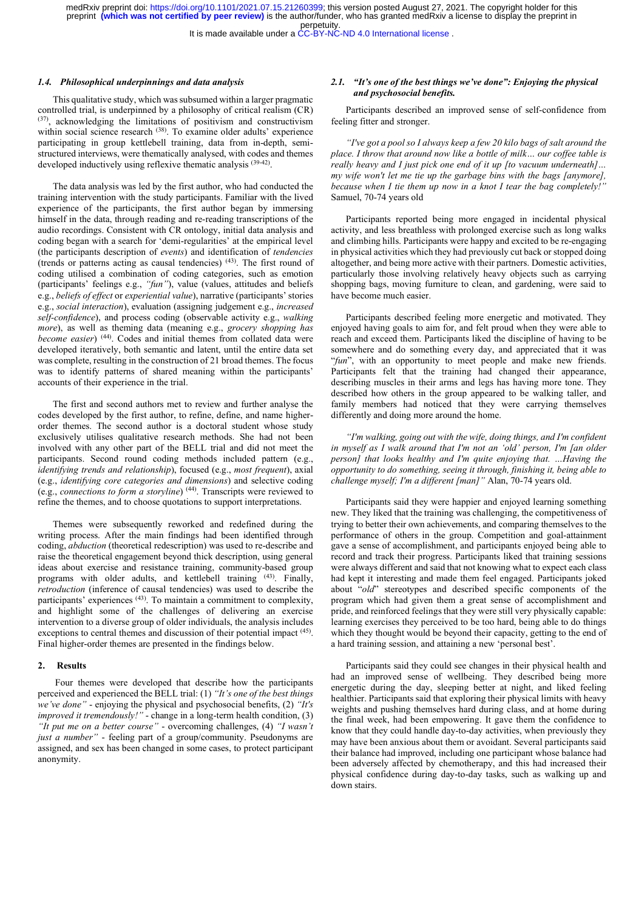### 1.4. Philosophical underpinnings and data analysis

This qualitative study, which was subsumed within a larger pragmatic controlled trial, is underpinned by a philosophy of critical realism (CR) [37], acknowledging the limitations of positivism and constructivism within social science research [38]. To examine older adults' experience participating in group kettlebell training, data from in-depth, semi-structured interviews, were thematically analysed, with codes and themes developed inductively using reflexive thematic analysis [39-42].

The data analysis was led by the first author, who had conducted the training intervention with the study participants. Familiar with the lived experience of the participants, the first author began by immersing himself in the data, through reading and re-reading transcriptions of the audio recordings. Consistent with CR ontology, initial data analysis and coding began with a search for 'demi-regularities' at the empirical level (the participants description of *events*) and identification of *tendencies* (trends or patterns acting as causal tendencies) [43]. The first round of coding utilised a combination of coding categories, such as emotion (participants' feelings e.g., *"fun"*), value (values, attitudes and beliefs e.g., *beliefs of effect* or *experiential value*), narrative (participants' stories e.g., *social interaction*), evaluation (assigning judgement e.g., *increased self-confidence*), and process coding (observable activity e.g., *walking more*), as well as theming data (meaning e.g., *grocery shopping has become easier*) [44]. Codes and initial themes from collated data were developed iteratively, both semantic and latent, until the entire data set was complete, resulting in the construction of 21 broad themes. The focus was to identify patterns of shared meaning within the participants' accounts of their experience in the trial.

The first and second authors met to review and further analyse the codes developed by the first author, to refine, define, and name higher-order themes. The second author is a doctoral student whose study exclusively utilises qualitative research methods. She had not been involved with any other part of the BELL trial and did not meet the participants. Second round coding methods included pattern (e.g., *identifying trends and relationship*), focused (e.g., *most frequent*), axial (e.g., *identifying core categories and dimensions*) and selective coding (e.g., *connections to form a storyline*) [44]. Transcripts were reviewed to refine the themes, and to choose quotations to support interpretations.

Themes were subsequently reworked and redefined during the writing process. After the main findings had been identified through coding, *abduction* (theoretical redescription) was used to re-describe and raise the theoretical engagement beyond thick description, using general ideas about exercise and resistance training, community-based group programs with older adults, and kettlebell training [43]. Finally, *retroduction* (inference of causal tendencies) was used to describe the participants' experiences [43]. To maintain a commitment to complexity, and highlight some of the challenges of delivering an exercise intervention to a diverse group of older individuals, the analysis includes exceptions to central themes and discussion of their potential impact [45]. Final higher-order themes are presented in the findings below.

## 2. Results

Four themes were developed that describe how the participants perceived and experienced the BELL trial: (1) *"It's one of the best things we've done"* - enjoying the physical and psychosocial benefits, (2) *"It's improved it tremendously!"* - change in a long-term health condition, (3) *"It put me on a better course"* - overcoming challenges, (4) *"I wasn't just a number"* - feeling part of a group/community. Pseudonyms are assigned, and sex has been changed in some cases, to protect participant anonymity.

### 2.1. "It's one of the best things we've done": Enjoying the physical and psychosocial benefits.

Participants described an improved sense of self-confidence from feeling fitter and stronger.

*"I've got a pool so I always keep a few 20 kilo bags of salt around the place. I throw that around now like a bottle of milk… our coffee table is really heavy and I just pick one end of it up [to vacuum underneath]… my wife won't let me tie up the garbage bins with the bags [anymore], because when I tie them up now in a knot I tear the bag completely!"* Samuel, 70-74 years old

Participants reported being more engaged in incidental physical activity, and less breathless with prolonged exercise such as long walks and climbing hills. Participants were happy and excited to be re-engaging in physical activities which they had previously cut back or stopped doing altogether, and being more active with their partners. Domestic activities, particularly those involving relatively heavy objects such as carrying shopping bags, moving furniture to clean, and gardening, were said to have become much easier.

Participants described feeling more energetic and motivated. They enjoyed having goals to aim for, and felt proud when they were able to reach and exceed them. Participants liked the discipline of having to be somewhere and do something every day, and appreciated that it was "*fun*", with an opportunity to meet people and make new friends. Participants felt that the training had changed their appearance, describing muscles in their arms and legs has having more tone. They described how others in the group appeared to be walking taller, and family members had noticed that they were carrying themselves differently and doing more around the home.

*"I'm walking, going out with the wife, doing things, and I'm confident in myself as I walk around that I'm not an 'old' person, I'm [an older person] that looks healthy and I'm quite enjoying that. …Having the opportunity to do something, seeing it through, finishing it, being able to challenge myself; I'm a different [man]"* Alan, 70-74 years old.

Participants said they were happier and enjoyed learning something new. They liked that the training was challenging, the competitiveness of trying to better their own achievements, and comparing themselves to the performance of others in the group. Competition and goal-attainment gave a sense of accomplishment, and participants enjoyed being able to record and track their progress. Participants liked that training sessions were always different and said that not knowing what to expect each class had kept it interesting and made them feel engaged. Participants joked about "*old*" stereotypes and described specific components of the program which had given them a great sense of accomplishment and pride, and reinforced feelings that they were still very physically capable: learning exercises they perceived to be too hard, being able to do things which they thought would be beyond their capacity, getting to the end of a hard training session, and attaining a new 'personal best'.

Participants said they could see changes in their physical health and had an improved sense of wellbeing. They described being more energetic during the day, sleeping better at night, and liked feeling healthier. Participants said that exploring their physical limits with heavy weights and pushing themselves hard during class, and at home during the final week, had been empowering. It gave them the confidence to know that they could handle day-to-day activities, when previously they may have been anxious about them or avoidant. Several participants said their balance had improved, including one participant whose balance had been adversely affected by chemotherapy, and this had increased their physical confidence during day-to-day tasks, such as walking up and down stairs.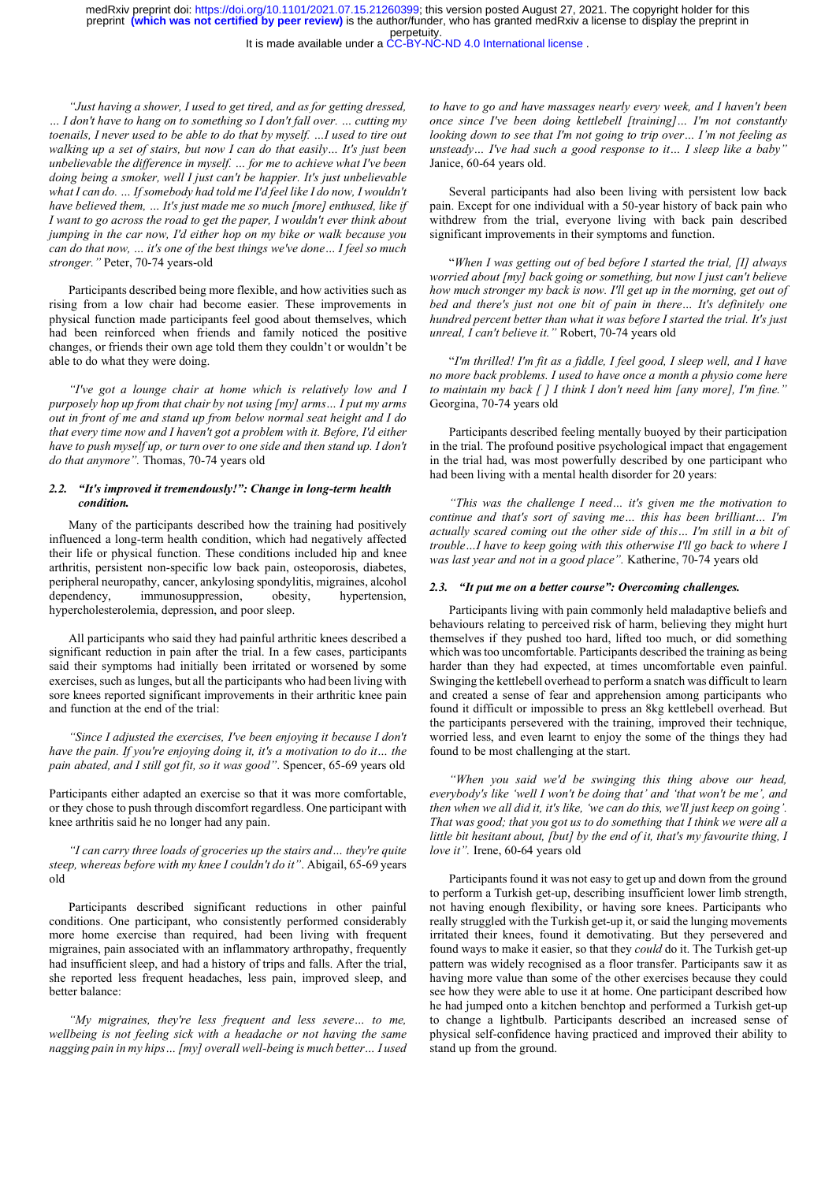*"Just having a shower, I used to get tired, and as for getting dressed, … I don't have to hang on to something so I don't fall over. … cutting my toenails, I never used to be able to do that by myself. …I used to tire out walking up a set of stairs, but now I can do that easily… It's just been unbelievable the difference in myself. … for me to achieve what I've been doing being a smoker, well I just can't be happier. It's just unbelievable what I can do. … If somebody had told me I'd feel like I do now, I wouldn't have believed them, … It's just made me so much [more] enthused, like if I want to go across the road to get the paper, I wouldn't ever think about jumping in the car now, I'd either hop on my bike or walk because you can do that now, … it's one of the best things we've done… I feel so much stronger."* Peter, 70-74 years-old

Participants described being more flexible, and how activities such as rising from a low chair had become easier. These improvements in physical function made participants feel good about themselves, which had been reinforced when friends and family noticed the positive changes, or friends their own age told them they couldn't or wouldn't be able to do what they were doing.

*"I've got a lounge chair at home which is relatively low and I purposely hop up from that chair by not using [my] arms… I put my arms out in front of me and stand up from below normal seat height and I do that every time now and I haven't got a problem with it. Before, I'd either have to push myself up, or turn over to one side and then stand up. I don't do that anymore".* Thomas, 70-74 years old

### 2.2. "It's improved it tremendously!": Change in long-term health condition.

Many of the participants described how the training had positively influenced a long-term health condition, which had negatively affected their life or physical function. These conditions included hip and knee arthritis, persistent non-specific low back pain, osteoporosis, diabetes, peripheral neuropathy, cancer, ankylosing spondylitis, migraines, alcohol dependency, immunosuppression, obesity, hypertension, hypercholesterolemia, depression, and poor sleep.

All participants who said they had painful arthritic knees described a significant reduction in pain after the trial. In a few cases, participants said their symptoms had initially been irritated or worsened by some exercises, such as lunges, but all the participants who had been living with sore knees reported significant improvements in their arthritic knee pain and function at the end of the trial:

*"Since I adjusted the exercises, I've been enjoying it because I don't have the pain. If you're enjoying doing it, it's a motivation to do it… the pain abated, and I still got fit, so it was good".* Spencer, 65-69 years old

Participants either adapted an exercise so that it was more comfortable, or they chose to push through discomfort regardless. One participant with knee arthritis said he no longer had any pain.

*"I can carry three loads of groceries up the stairs and… they're quite steep, whereas before with my knee I couldn't do it".* Abigail, 65-69 years old

Participants described significant reductions in other painful conditions. One participant, who consistently performed considerably more home exercise than required, had been living with frequent migraines, pain associated with an inflammatory arthropathy, frequently had insufficient sleep, and had a history of trips and falls. After the trial, she reported less frequent headaches, less pain, improved sleep, and better balance:

*"My migraines, they're less frequent and less severe… to me, wellbeing is not feeling sick with a headache or not having the same nagging pain in my hips… [my] overall well-being is much better… I used to have to go and have massages nearly every week, and I haven't been once since I've been doing kettlebell [training]… I'm not constantly looking down to see that I'm not going to trip over… I'm not feeling as unsteady… I've had such a good response to it… I sleep like a baby"* Janice, 60-64 years old.

Several participants had also been living with persistent low back pain. Except for one individual with a 50-year history of back pain who withdrew from the trial, everyone living with back pain described significant improvements in their symptoms and function.

"*When I was getting out of bed before I started the trial, [I] always worried about [my] back going or something, but now I just can't believe how much stronger my back is now. I'll get up in the morning, get out of bed and there's just not one bit of pain in there… It's definitely one hundred percent better than what it was before I started the trial. It's just unreal, I can't believe it."* Robert, 70-74 years old

"*I'm thrilled! I'm fit as a fiddle, I feel good, I sleep well, and I have no more back problems. I used to have once a month a physio come here to maintain my back [ ] I think I don't need him [any more], I'm fine."* Georgina, 70-74 years old

Participants described feeling mentally buoyed by their participation in the trial. The profound positive psychological impact that engagement in the trial had, was most powerfully described by one participant who had been living with a mental health disorder for 20 years:

*"This was the challenge I need… it's given me the motivation to continue and that's sort of saving me… this has been brilliant… I'm actually scared coming out the other side of this… I'm still in a bit of trouble…I have to keep going with this otherwise I'll go back to where I was last year and not in a good place".* Katherine, 70-74 years old

### 2.3. "It put me on a better course": Overcoming challenges.

Participants living with pain commonly held maladaptive beliefs and behaviours relating to perceived risk of harm, believing they might hurt themselves if they pushed too hard, lifted too much, or did something which was too uncomfortable. Participants described the training as being harder than they had expected, at times uncomfortable even painful. Swinging the kettlebell overhead to perform a snatch was difficult to learn and created a sense of fear and apprehension among participants who found it difficult or impossible to press an 8kg kettlebell overhead. But the participants persevered with the training, improved their technique, worried less, and even learnt to enjoy the some of the things they had found to be most challenging at the start.

*"When you said we'd be swinging this thing above our head, everybody's like 'well I won't be doing that' and 'that won't be me', and then when we all did it, it's like, 'we can do this, we'll just keep on going'. That was good; that you got us to do something that I think we were all a little bit hesitant about, [but] by the end of it, that's my favourite thing, I love it".* Irene, 60-64 years old

Participants found it was not easy to get up and down from the ground to perform a Turkish get-up, describing insufficient lower limb strength, not having enough flexibility, or having sore knees. Participants who really struggled with the Turkish get-up it, or said the lunging movements irritated their knees, found it demotivating. But they persevered and found ways to make it easier, so that they *could* do it. The Turkish get-up pattern was widely recognised as a floor transfer. Participants saw it as having more value than some of the other exercises because they could see how they were able to use it at home. One participant described how he had jumped onto a kitchen benchtop and performed a Turkish get-up to change a lightbulb. Participants described an increased sense of physical self-confidence having practiced and improved their ability to stand up from the ground.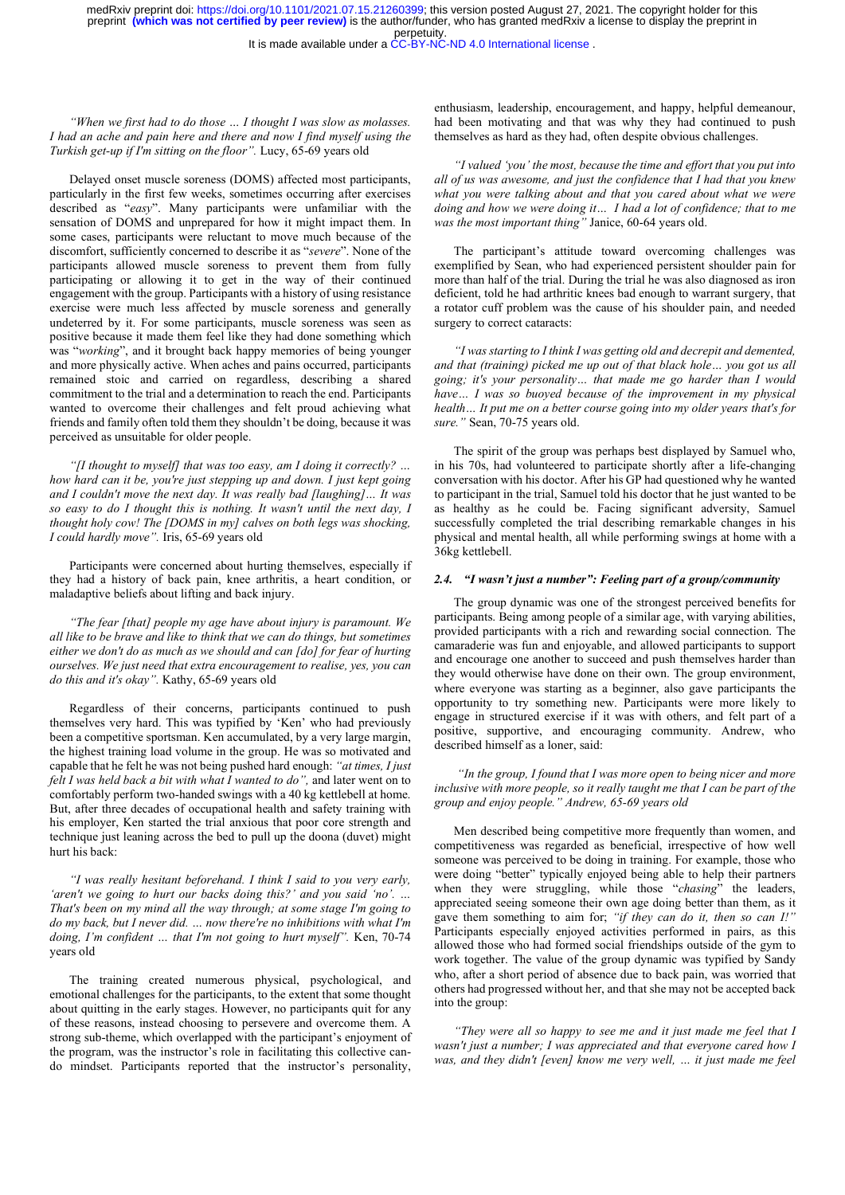*"When we first had to do those … I thought I was slow as molasses. I had an ache and pain here and there and now I find myself using the Turkish get-up if I'm sitting on the floor".* Lucy, 65-69 years old

Delayed onset muscle soreness (DOMS) affected most participants, particularly in the first few weeks, sometimes occurring after exercises described as "*easy*". Many participants were unfamiliar with the sensation of DOMS and unprepared for how it might impact them. In some cases, participants were reluctant to move much because of the discomfort, sufficiently concerned to describe it as "*severe*". None of the participants allowed muscle soreness to prevent them from fully participating or allowing it to get in the way of their continued engagement with the group. Participants with a history of using resistance exercise were much less affected by muscle soreness and generally undeterred by it. For some participants, muscle soreness was seen as positive because it made them feel like they had done something which was "*working*", and it brought back happy memories of being younger and more physically active. When aches and pains occurred, participants remained stoic and carried on regardless, describing a shared commitment to the trial and a determination to reach the end. Participants wanted to overcome their challenges and felt proud achieving what friends and family often told them they shouldn't be doing, because it was perceived as unsuitable for older people.

*"[I thought to myself] that was too easy, am I doing it correctly? … how hard can it be, you're just stepping up and down. I just kept going and I couldn't move the next day. It was really bad [laughing]… It was so easy to do I thought this is nothing. It wasn't until the next day, I thought holy cow! The [DOMS in my] calves on both legs was shocking, I could hardly move".* Iris, 65-69 years old

Participants were concerned about hurting themselves, especially if they had a history of back pain, knee arthritis, a heart condition, or maladaptive beliefs about lifting and back injury.

*"The fear [that] people my age have about injury is paramount. We all like to be brave and like to think that we can do things, but sometimes either we don't do as much as we should and can [do] for fear of hurting ourselves. We just need that extra encouragement to realise, yes, you can do this and it's okay".* Kathy, 65-69 years old

Regardless of their concerns, participants continued to push themselves very hard. This was typified by 'Ken' who had previously been a competitive sportsman. Ken accumulated, by a very large margin, the highest training load volume in the group. He was so motivated and capable that he felt he was not being pushed hard enough: *"at times, I just felt I was held back a bit with what I wanted to do",* and later went on to comfortably perform two-handed swings with a 40 kg kettlebell at home. But, after three decades of occupational health and safety training with his employer, Ken started the trial anxious that poor core strength and technique just leaning across the bed to pull up the doona (duvet) might hurt his back:

*"I was really hesitant beforehand. I think I said to you very early, 'aren't we going to hurt our backs doing this?' and you said 'no'. … That's been on my mind all the way through; at some stage I'm going to do my back, but I never did. … now there're no inhibitions with what I'm doing, I'm confident … that I'm not going to hurt myself".* Ken, 70-74 years old

The training created numerous physical, psychological, and emotional challenges for the participants, to the extent that some thought about quitting in the early stages. However, no participants quit for any of these reasons, instead choosing to persevere and overcome them. A strong sub-theme, which overlapped with the participant's enjoyment of the program, was the instructor's role in facilitating this collective can-do mindset. Participants reported that the instructor's personality, enthusiasm, leadership, encouragement, and happy, helpful demeanour, had been motivating and that was why they had continued to push themselves as hard as they had, often despite obvious challenges.

*"I valued 'you' the most, because the time and effort that you put into all of us was awesome, and just the confidence that I had that you knew what you were talking about and that you cared about what we were doing and how we were doing it… I had a lot of confidence; that to me was the most important thing"* Janice, 60-64 years old.

The participant's attitude toward overcoming challenges was exemplified by Sean, who had experienced persistent shoulder pain for more than half of the trial. During the trial he was also diagnosed as iron deficient, told he had arthritic knees bad enough to warrant surgery, that a rotator cuff problem was the cause of his shoulder pain, and needed surgery to correct cataracts:

*"I was starting to I think I was getting old and decrepit and demented, and that (training) picked me up out of that black hole… you got us all going; it's your personality… that made me go harder than I would have… I was so buoyed because of the improvement in my physical health… It put me on a better course going into my older years that's for sure."* Sean, 70-75 years old.

The spirit of the group was perhaps best displayed by Samuel who, in his 70s, had volunteered to participate shortly after a life-changing conversation with his doctor. After his GP had questioned why he wanted to participant in the trial, Samuel told his doctor that he just wanted to be as healthy as he could be. Facing significant adversity, Samuel successfully completed the trial describing remarkable changes in his physical and mental health, all while performing swings at home with a 36kg kettlebell.

### 2.4. "I wasn't just a number": Feeling part of a group/community

The group dynamic was one of the strongest perceived benefits for participants. Being among people of a similar age, with varying abilities, provided participants with a rich and rewarding social connection. The camaraderie was fun and enjoyable, and allowed participants to support and encourage one another to succeed and push themselves harder than they would otherwise have done on their own. The group environment, where everyone was starting as a beginner, also gave participants the opportunity to try something new. Participants were more likely to engage in structured exercise if it was with others, and felt part of a positive, supportive, and encouraging community. Andrew, who described himself as a loner, said:

*"In the group, I found that I was more open to being nicer and more inclusive with more people, so it really taught me that I can be part of the group and enjoy people." Andrew, 65-69 years old*

Men described being competitive more frequently than women, and competitiveness was regarded as beneficial, irrespective of how well someone was perceived to be doing in training. For example, those who were doing "better" typically enjoyed being able to help their partners when they were struggling, while those "*chasing*" the leaders, appreciated seeing someone their own age doing better than them, as it gave them something to aim for; *"if they can do it, then so can I!"* Participants especially enjoyed activities performed in pairs, as this allowed those who had formed social friendships outside of the gym to work together. The value of the group dynamic was typified by Sandy who, after a short period of absence due to back pain, was worried that others had progressed without her, and that she may not be accepted back into the group:

*"They were all so happy to see me and it just made me feel that I wasn't just a number; I was appreciated and that everyone cared how I was, and they didn't [even] know me very well, … it just made me feel*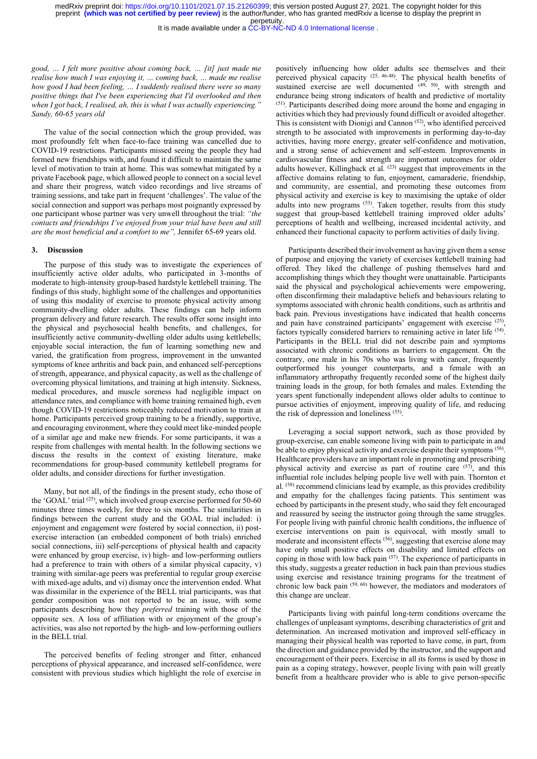*good, … I felt more positive about coming back, … [it] just made me realise how much I was enjoying it, … coming back, … made me realise how good I had been feeling, … I suddenly realised there were so many positive things that I've been experiencing that I'd overlooked and then when I got back, I realised, ah, this is what I was actually experiencing." Sandy, 60-65 years old*

The value of the social connection which the group provided, was most profoundly felt when face-to-face training was cancelled due to COVID-19 restrictions. Participants missed seeing the people they had formed new friendships with, and found it difficult to maintain the same level of motivation to train at home. This was somewhat mitigated by a private Facebook page, which allowed people to connect on a social level and share their progress, watch video recordings and live streams of training sessions, and take part in frequent 'challenges'. The value of the social connection and support was perhaps most poignantly expressed by one participant whose partner was very unwell throughout the trial: *"the contacts and friendships I've enjoyed from your trial have been and still are the most beneficial and a comfort to me"*, Jennifer 65-69 years old.

## 3. Discussion

The purpose of this study was to investigate the experiences of insufficiently active older adults, who participated in 3-months of moderate to high-intensity group-based hardstyle kettlebell training. The findings of this study, highlight some of the challenges and opportunities of using this modality of exercise to promote physical activity among community-dwelling older adults. These findings can help inform program delivery and future research. The results offer some insight into the physical and psychosocial health benefits, and challenges, for insufficiently active community-dwelling older adults using kettlebells; enjoyable social interaction, the fun of learning something new and varied, the gratification from progress, improvement in the unwanted symptoms of knee arthritis and back pain, and enhanced self-perceptions of strength, appearance, and physical capacity, as well as the challenge of overcoming physical limitations, and training at high intensity. Sickness, medical procedures, and muscle soreness had negligible impact on attendance rates, and compliance with home training remained high, even though COVID-19 restrictions noticeably reduced motivation to train at home. Participants perceived group training to be a friendly, supportive, and encouraging environment, where they could meet like-minded people of a similar age and make new friends. For some participants, it was a respite from challenges with mental health. In the following sections we discuss the results in the context of existing literature, make recommendations for group-based community kettlebell programs for older adults, and consider directions for further investigation.

Many, but not all, of the findings in the present study, echo those of the 'GOAL' trial [25], which involved group exercise performed for 50-60 minutes three times weekly, for three to six months. The similarities in findings between the current study and the GOAL trial included: i) enjoyment and engagement were fostered by social connection, ii) post-exercise interaction (an embedded component of both trials) enriched social connections, iii) self-perceptions of physical health and capacity were enhanced by group exercise, iv) high- and low-performing outliers had a preference to train with others of a similar physical capacity, v) training with similar-age peers was preferential to regular group exercise with mixed-age adults, and vi) dismay once the intervention ended. What was dissimilar in the experience of the BELL trial participants, was that gender composition was not reported to be an issue, with some participants describing how they *preferred* training with those of the opposite sex. A loss of affiliation with or enjoyment of the group's activities, was also not reported by the high- and low-performing outliers in the BELL trial.

The perceived benefits of feeling stronger and fitter, enhanced perceptions of physical appearance, and increased self-confidence, were consistent with previous studies which highlight the role of exercise in positively influencing how older adults see themselves and their perceived physical capacity [25, 46-48]. The physical health benefits of sustained exercise are well documented [49, 50], with strength and endurance being strong indicators of health and predictive of mortality [51]. Participants described doing more around the home and engaging in activities which they had previously found difficult or avoided altogether. This is consistent with Dionigi and Cannon [52], who identified perceived strength to be associated with improvements in performing day-to-day activities, having more energy, greater self-confidence and motivation, and a strong sense of achievement and self-esteem. Improvements in cardiovascular fitness and strength are important outcomes for older adults however, Killingback et al. [23] suggest that improvements in the affective domains relating to fun, enjoyment, camaraderie, friendship, and community, are essential, and promoting these outcomes from physical activity and exercise is key to maximising the uptake of older adults into new programs [53]. Taken together, results from this study suggest that group-based kettlebell training improved older adults' perceptions of health and wellbeing, increased incidental activity, and enhanced their functional capacity to perform activities of daily living.

Participants described their involvement as having given them a sense of purpose and enjoying the variety of exercises kettlebell training had offered. They liked the challenge of pushing themselves hard and accomplishing things which they thought were unattainable. Participants said the physical and psychological achievements were empowering, often disconfirming their maladaptive beliefs and behaviours relating to symptoms associated with chronic health conditions, such as arthritis and back pain. Previous investigations have indicated that health concerns and pain have constrained participants' engagement with exercise [25], factors typically considered barriers to remaining active in later life [54]. Participants in the BELL trial did not describe pain and symptoms associated with chronic conditions as barriers to engagement. On the contrary, one male in his 70s who was living with cancer, frequently outperformed his younger counterparts, and a female with an inflammatory arthropathy frequently recorded some of the highest daily training loads in the group, for both females and males. Extending the years spent functionally independent allows older adults to continue to pursue activities of enjoyment, improving quality of life, and reducing the risk of depression and loneliness [55].

Leveraging a social support network, such as those provided by group-exercise, can enable someone living with pain to participate in and be able to enjoy physical activity and exercise despite their symptoms [56]. Healthcare providers have an important role in promoting and prescribing physical activity and exercise as part of routine care [57], and this influential role includes helping people live well with pain. Thornton et al. [58] recommend clinicians lead by example, as this provides credibility and empathy for the challenges facing patients. This sentiment was echoed by participants in the present study, who said they felt encouraged and reassured by seeing the instructor going through the same struggles. For people living with painful chronic health conditions, the influence of exercise interventions on pain is equivocal, with mostly small to moderate and inconsistent effects [56], suggesting that exercise alone may have only small positive effects on disability and limited effects on coping in those with low back pain [57]. The experience of participants in this study, suggests a greater reduction in back pain than previous studies using exercise and resistance training programs for the treatment of chronic low back pain [59, 60] however, the mediators and moderators of this change are unclear.

Participants living with painful long-term conditions overcame the challenges of unpleasant symptoms, describing characteristics of grit and determination. An increased motivation and improved self-efficacy in managing their physical health was reported to have come, in part, from the direction and guidance provided by the instructor, and the support and encouragement of their peers. Exercise in all its forms is used by those in pain as a coping strategy, however, people living with pain will greatly benefit from a healthcare provider who is able to give person-specific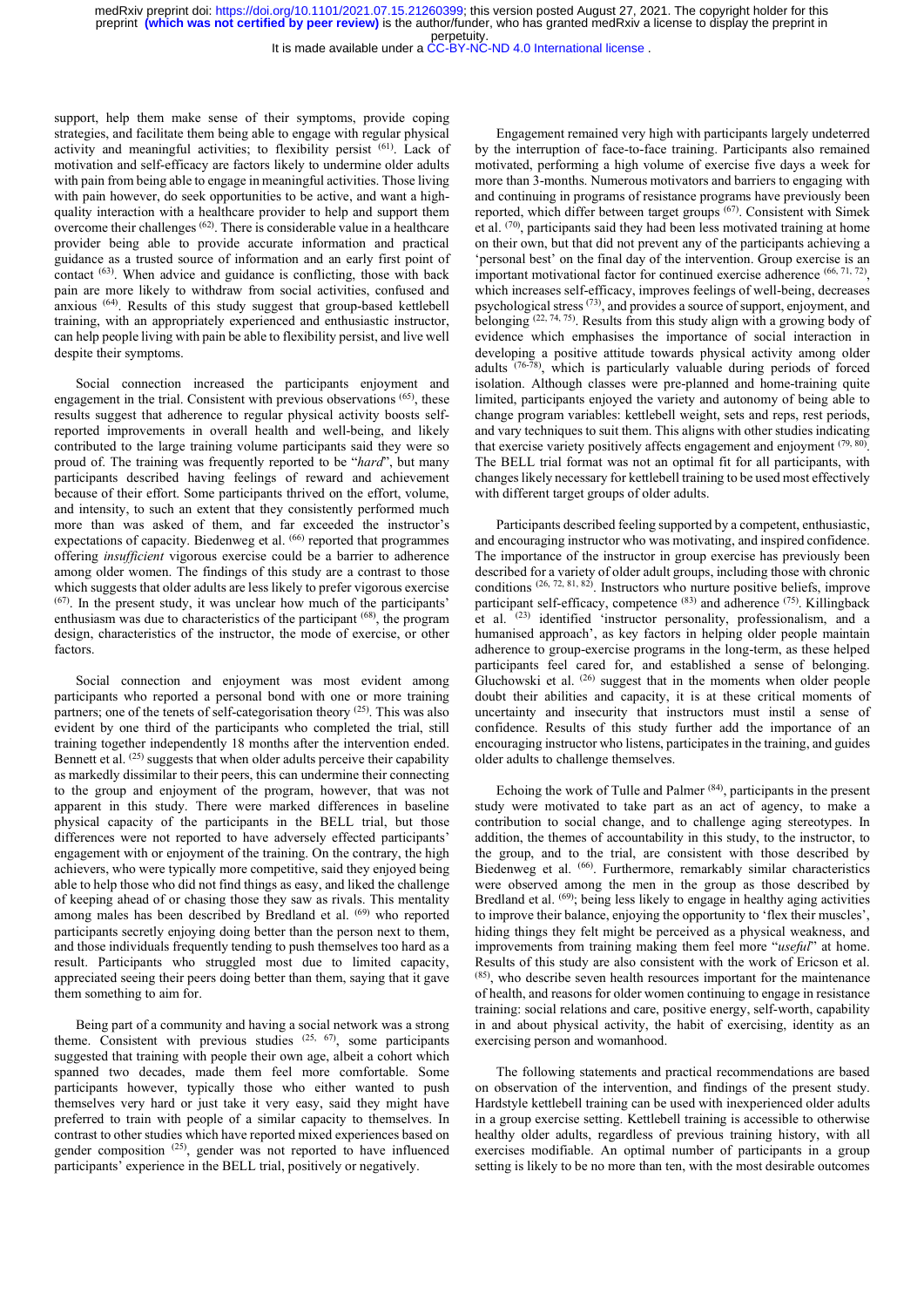support, help them make sense of their symptoms, provide coping strategies, and facilitate them being able to engage with regular physical activity and meaningful activities; to flexibility persist [61]. Lack of motivation and self-efficacy are factors likely to undermine older adults with pain from being able to engage in meaningful activities. Those living with pain however, do seek opportunities to be active, and want a high-quality interaction with a healthcare provider to help and support them overcome their challenges [62]. There is considerable value in a healthcare provider being able to provide accurate information and practical guidance as a trusted source of information and an early first point of contact [63]. When advice and guidance is conflicting, those with back pain are more likely to withdraw from social activities, confused and anxious [64]. Results of this study suggest that group-based kettlebell training, with an appropriately experienced and enthusiastic instructor, can help people living with pain be able to flexibility persist, and live well despite their symptoms.

Social connection increased the participants enjoyment and engagement in the trial. Consistent with previous observations [65], these results suggest that adherence to regular physical activity boosts self-reported improvements in overall health and well-being, and likely contributed to the large training volume participants said they were so proud of. The training was frequently reported to be "*hard*", but many participants described having feelings of reward and achievement because of their effort. Some participants thrived on the effort, volume, and intensity, to such an extent that they consistently performed much more than was asked of them, and far exceeded the instructor's expectations of capacity. Biedenweg et al. [66] reported that programmes offering *insufficient* vigorous exercise could be a barrier to adherence among older women. The findings of this study are a contrast to those which suggests that older adults are less likely to prefer vigorous exercise [67]. In the present study, it was unclear how much of the participants' enthusiasm was due to characteristics of the participant [68], the program design, characteristics of the instructor, the mode of exercise, or other factors.

Social connection and enjoyment was most evident among participants who reported a personal bond with one or more training partners; one of the tenets of self-categorisation theory [25]. This was also evident by one third of the participants who completed the trial, still training together independently 18 months after the intervention ended. Bennett et al. [25] suggests that when older adults perceive their capability as markedly dissimilar to their peers, this can undermine their connecting to the group and enjoyment of the program, however, that was not apparent in this study. There were marked differences in baseline physical capacity of the participants in the BELL trial, but those differences were not reported to have adversely effected participants' engagement with or enjoyment of the training. On the contrary, the high achievers, who were typically more competitive, said they enjoyed being able to help those who did not find things as easy, and liked the challenge of keeping ahead of or chasing those they saw as rivals. This mentality among males has been described by Bredland et al. [69] who reported participants secretly enjoying doing better than the person next to them, and those individuals frequently tending to push themselves too hard as a result. Participants who struggled most due to limited capacity, appreciated seeing their peers doing better than them, saying that it gave them something to aim for.

Being part of a community and having a social network was a strong theme. Consistent with previous studies [25, 67], some participants suggested that training with people their own age, albeit a cohort which spanned two decades, made them feel more comfortable. Some participants however, typically those who either wanted to push themselves very hard or just take it very easy, said they might have preferred to train with people of a similar capacity to themselves. In contrast to other studies which have reported mixed experiences based on gender composition [25], gender was not reported to have influenced participants' experience in the BELL trial, positively or negatively.

Engagement remained very high with participants largely undeterred by the interruption of face-to-face training. Participants also remained motivated, performing a high volume of exercise five days a week for more than 3-months. Numerous motivators and barriers to engaging with and continuing in programs of resistance programs have previously been reported, which differ between target groups [67]. Consistent with Simek et al. [70], participants said they had been less motivated training at home on their own, but that did not prevent any of the participants achieving a 'personal best' on the final day of the intervention. Group exercise is an important motivational factor for continued exercise adherence [66, 71, 72], which increases self-efficacy, improves feelings of well-being, decreases psychological stress [73], and provides a source of support, enjoyment, and belonging [22, 74, 75]. Results from this study align with a growing body of evidence which emphasises the importance of social interaction in developing a positive attitude towards physical activity among older adults [76-78], which is particularly valuable during periods of forced isolation. Although classes were pre-planned and home-training quite limited, participants enjoyed the variety and autonomy of being able to change program variables: kettlebell weight, sets and reps, rest periods, and vary techniques to suit them. This aligns with other studies indicating that exercise variety positively affects engagement and enjoyment [79, 80]. The BELL trial format was not an optimal fit for all participants, with changes likely necessary for kettlebell training to be used most effectively with different target groups of older adults.

Participants described feeling supported by a competent, enthusiastic, and encouraging instructor who was motivating, and inspired confidence. The importance of the instructor in group exercise has previously been described for a variety of older adult groups, including those with chronic conditions [26, 72, 81, 82]. Instructors who nurture positive beliefs, improve participant self-efficacy, competence [83] and adherence [75]. Killingback et al. [23] identified 'instructor personality, professionalism, and a humanised approach', as key factors in helping older people maintain adherence to group-exercise programs in the long-term, as these helped participants feel cared for, and established a sense of belonging. Gluchowski et al. [26] suggest that in the moments when older people doubt their abilities and capacity, it is at these critical moments of uncertainty and insecurity that instructors must instil a sense of confidence. Results of this study further add the importance of an encouraging instructor who listens, participates in the training, and guides older adults to challenge themselves.

Echoing the work of Tulle and Palmer [84], participants in the present study were motivated to take part as an act of agency, to make a contribution to social change, and to challenge aging stereotypes. In addition, the themes of accountability in this study, to the instructor, to the group, and to the trial, are consistent with those described by Biedenweg et al. [66]. Furthermore, remarkably similar characteristics were observed among the men in the group as those described by Bredland et al. [69]; being less likely to engage in healthy aging activities to improve their balance, enjoying the opportunity to 'flex their muscles', hiding things they felt might be perceived as a physical weakness, and improvements from training making them feel more "*useful*" at home. Results of this study are also consistent with the work of Ericson et al. [85], who describe seven health resources important for the maintenance of health, and reasons for older women continuing to engage in resistance training: social relations and care, positive energy, self-worth, capability in and about physical activity, the habit of exercising, identity as an exercising person and womanhood.

The following statements and practical recommendations are based on observation of the intervention, and findings of the present study. Hardstyle kettlebell training can be used with inexperienced older adults in a group exercise setting. Kettlebell training is accessible to otherwise healthy older adults, regardless of previous training history, with all exercises modifiable. An optimal number of participants in a group setting is likely to be no more than ten, with the most desirable outcomes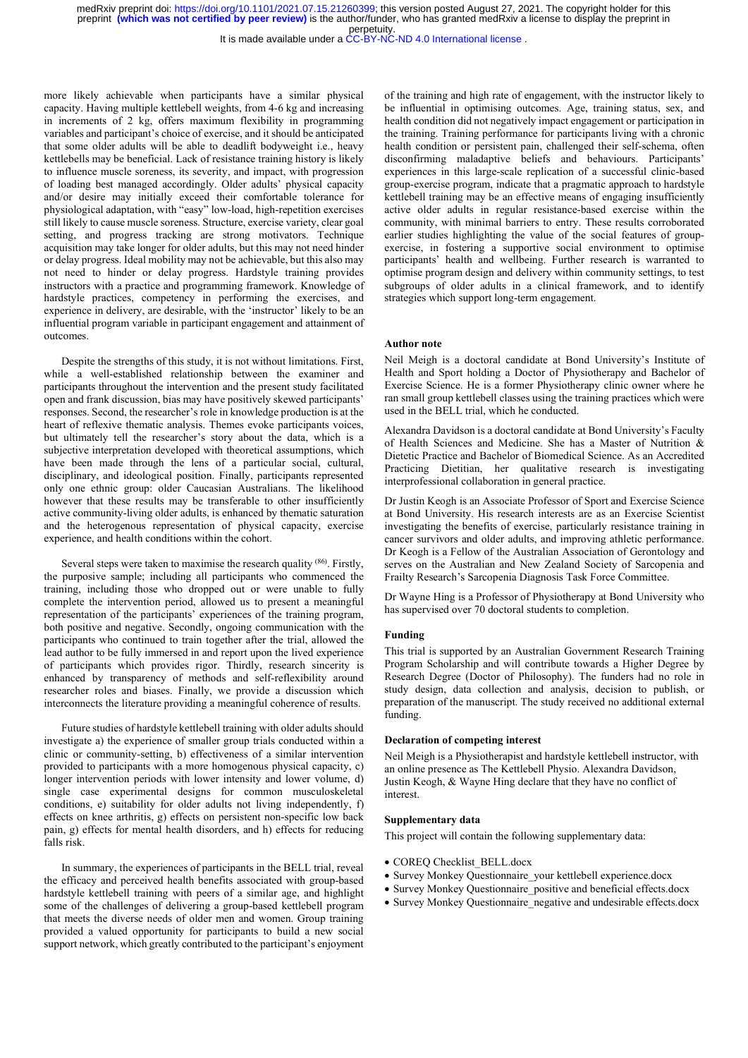more likely achievable when participants have a similar physical capacity. Having multiple kettlebell weights, from 4-6 kg and increasing in increments of 2 kg, offers maximum flexibility in programming variables and participant's choice of exercise, and it should be anticipated that some older adults will be able to deadlift bodyweight i.e., heavy kettlebells may be beneficial. Lack of resistance training history is likely to influence muscle soreness, its severity, and impact, with progression of loading best managed accordingly. Older adults' physical capacity and/or desire may initially exceed their comfortable tolerance for physiological adaptation, with "easy" low-load, high-repetition exercises still likely to cause muscle soreness. Structure, exercise variety, clear goal setting, and progress tracking are strong motivators. Technique acquisition may take longer for older adults, but this may not need hinder or delay progress. Ideal mobility may not be achievable, but this also may not need to hinder or delay progress. Hardstyle training provides instructors with a practice and programming framework. Knowledge of hardstyle practices, competency in performing the exercises, and experience in delivery, are desirable, with the 'instructor' likely to be an influential program variable in participant engagement and attainment of outcomes.

Despite the strengths of this study, it is not without limitations. First, while a well-established relationship between the examiner and participants throughout the intervention and the present study facilitated open and frank discussion, bias may have positively skewed participants' responses. Second, the researcher's role in knowledge production is at the heart of reflexive thematic analysis. Themes evoke participants voices, but ultimately tell the researcher's story about the data, which is a subjective interpretation developed with theoretical assumptions, which have been made through the lens of a particular social, cultural, disciplinary, and ideological position. Finally, participants represented only one ethnic group: older Caucasian Australians. The likelihood however that these results may be transferable to other insufficiently active community-living older adults, is enhanced by thematic saturation and the heterogenous representation of physical capacity, exercise experience, and health conditions within the cohort.

Several steps were taken to maximise the research quality [86]. Firstly, the purposive sample; including all participants who commenced the training, including those who dropped out or were unable to fully complete the intervention period, allowed us to present a meaningful representation of the participants' experiences of the training program, both positive and negative. Secondly, ongoing communication with the participants who continued to train together after the trial, allowed the lead author to be fully immersed in and report upon the lived experience of participants which provides rigor. Thirdly, research sincerity is enhanced by transparency of methods and self-reflexibility around researcher roles and biases. Finally, we provide a discussion which interconnects the literature providing a meaningful coherence of results.

Future studies of hardstyle kettlebell training with older adults should investigate a) the experience of smaller group trials conducted within a clinic or community-setting, b) effectiveness of a similar intervention provided to participants with a more homogenous physical capacity, c) longer intervention periods with lower intensity and lower volume, d) single case experimental designs for common musculoskeletal conditions, e) suitability for older adults not living independently, f) effects on knee arthritis, g) effects on persistent non-specific low back pain, g) effects for mental health disorders, and h) effects for reducing falls risk.

In summary, the experiences of participants in the BELL trial, reveal the efficacy and perceived health benefits associated with group-based hardstyle kettlebell training with peers of a similar age, and highlight some of the challenges of delivering a group-based kettlebell program that meets the diverse needs of older men and women. Group training provided a valued opportunity for participants to build a new social support network, which greatly contributed to the participant's enjoyment of the training and high rate of engagement, with the instructor likely to be influential in optimising outcomes. Age, training status, sex, and health condition did not negatively impact engagement or participation in the training. Training performance for participants living with a chronic health condition or persistent pain, challenged their self-schema, often disconfirming maladaptive beliefs and behaviours. Participants' experiences in this large-scale replication of a successful clinic-based group-exercise program, indicate that a pragmatic approach to hardstyle kettlebell training may be an effective means of engaging insufficiently active older adults in regular resistance-based exercise within the community, with minimal barriers to entry. These results corroborated earlier studies highlighting the value of the social features of group-exercise, in fostering a supportive social environment to optimise participants' health and wellbeing. Further research is warranted to optimise program design and delivery within community settings, to test subgroups of older adults in a clinical framework, and to identify strategies which support long-term engagement.

## Author note

Neil Meigh is a doctoral candidate at Bond University's Institute of Health and Sport holding a Doctor of Physiotherapy and Bachelor of Exercise Science. He is a former Physiotherapy clinic owner where he ran small group kettlebell classes using the training practices which were used in the BELL trial, which he conducted.

Alexandra Davidson is a doctoral candidate at Bond University's Faculty of Health Sciences and Medicine. She has a Master of Nutrition & Dietetic Practice and Bachelor of Biomedical Science. As an Accredited Practicing Dietitian, her qualitative research is investigating interprofessional collaboration in general practice.

Dr Justin Keogh is an Associate Professor of Sport and Exercise Science at Bond University. His research interests are as an Exercise Scientist investigating the benefits of exercise, particularly resistance training in cancer survivors and older adults, and improving athletic performance. Dr Keogh is a Fellow of the Australian Association of Gerontology and serves on the Australian and New Zealand Society of Sarcopenia and Frailty Research's Sarcopenia Diagnosis Task Force Committee.

Dr Wayne Hing is a Professor of Physiotherapy at Bond University who has supervised over 70 doctoral students to completion.

## Funding

This trial is supported by an Australian Government Research Training Program Scholarship and will contribute towards a Higher Degree by Research Degree (Doctor of Philosophy). The funders had no role in study design, data collection and analysis, decision to publish, or preparation of the manuscript. The study received no additional external funding.

## Declaration of competing interest

Neil Meigh is a Physiotherapist and hardstyle kettlebell instructor, with an online presence as The Kettlebell Physio. Alexandra Davidson, Justin Keogh, & Wayne Hing declare that they have no conflict of interest.

## Supplementary data

This project will contain the following supplementary data:

- COREQ Checklist_BELL.docx
- Survey Monkey Questionnaire_your kettlebell experience.docx
- Survey Monkey Questionnaire_positive and beneficial effects.docx
- Survey Monkey Questionnaire_negative and undesirable effects.docx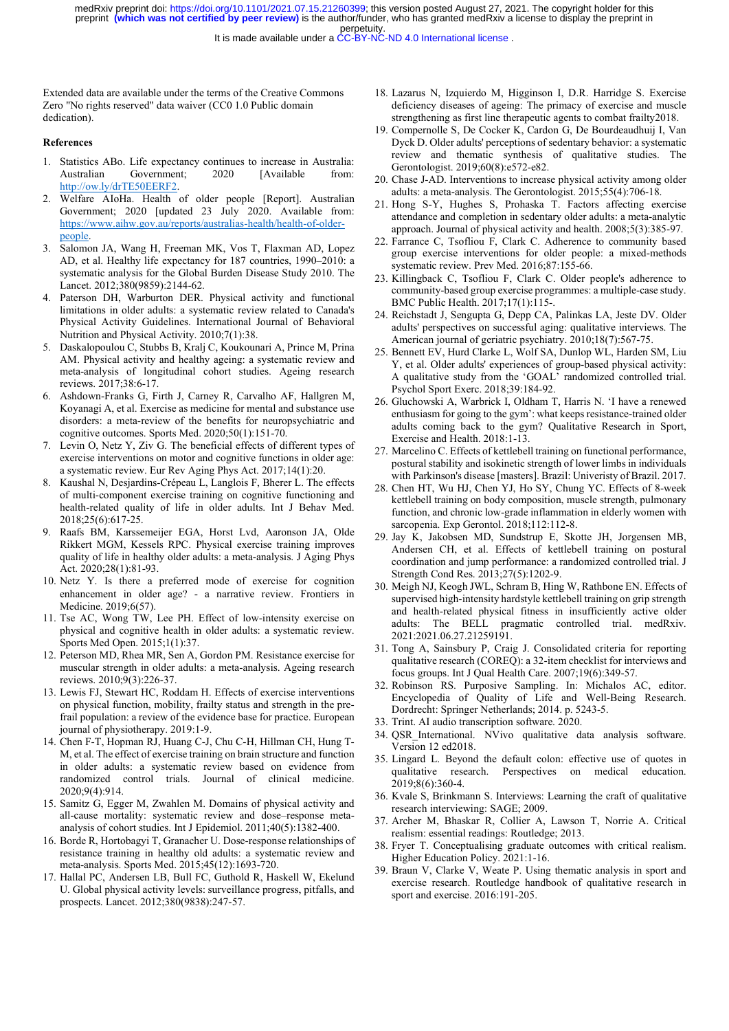Extended data are available under the terms of the Creative Commons Zero "No rights reserved" data waiver (CC0 1.0 Public domain dedication).

**References**

1. Statistics ABo. Life expectancy continues to increase in Australia: Australian Government; 2020 [Available from: http://ow.ly/drTE50EERF2.
2. Welfare AIoHa. Health of older people [Report]. Australian Government; 2020 [updated 23 July 2020. Available from: https://www.aihw.gov.au/reports/australias-health/health-of-older-people.
3. Salomon JA, Wang H, Freeman MK, Vos T, Flaxman AD, Lopez AD, et al. Healthy life expectancy for 187 countries, 1990–2010: a systematic analysis for the Global Burden Disease Study 2010. The Lancet. 2012;380(9859):2144-62.
4. Paterson DH, Warburton DER. Physical activity and functional limitations in older adults: a systematic review related to Canada's Physical Activity Guidelines. International Journal of Behavioral Nutrition and Physical Activity. 2010;7(1):38.
5. Daskalopoulou C, Stubbs B, Kralj C, Koukounari A, Prince M, Prina AM. Physical activity and healthy ageing: a systematic review and meta-analysis of longitudinal cohort studies. Ageing research reviews. 2017;38:6-17.
6. Ashdown-Franks G, Firth J, Carney R, Carvalho AF, Hallgren M, Koyanagi A, et al. Exercise as medicine for mental and substance use disorders: a meta-review of the benefits for neuropsychiatric and cognitive outcomes. Sports Med. 2020;50(1):151-70.
7. Levin O, Netz Y, Ziv G. The beneficial effects of different types of exercise interventions on motor and cognitive functions in older age: a systematic review. Eur Rev Aging Phys Act. 2017;14(1):20.
8. Kaushal N, Desjardins-Crépeau L, Langlois F, Bherer L. The effects of multi-component exercise training on cognitive functioning and health-related quality of life in older adults. Int J Behav Med. 2018;25(6):617-25.
9. Raafs BM, Karssemeijer EGA, Horst Lvd, Aaronson JA, Olde Rikkert MGM, Kessels RPC. Physical exercise training improves quality of life in healthy older adults: a meta-analysis. J Aging Phys Act. 2020;28(1):81-93.
10. Netz Y. Is there a preferred mode of exercise for cognition enhancement in older age? - a narrative review. Frontiers in Medicine. 2019;6(57).
11. Tse AC, Wong TW, Lee PH. Effect of low-intensity exercise on physical and cognitive health in older adults: a systematic review. Sports Med Open. 2015;1(1):37.
12. Peterson MD, Rhea MR, Sen A, Gordon PM. Resistance exercise for muscular strength in older adults: a meta-analysis. Ageing research reviews. 2010;9(3):226-37.
13. Lewis FJ, Stewart HC, Roddam H. Effects of exercise interventions on physical function, mobility, frailty status and strength in the pre-frail population: a review of the evidence base for practice. European journal of physiotherapy. 2019:1-9.
14. Chen F-T, Hopman RJ, Huang C-J, Chu C-H, Hillman CH, Hung T-M, et al. The effect of exercise training on brain structure and function in older adults: a systematic review based on evidence from randomized control trials. Journal of clinical medicine. 2020;9(4):914.
15. Samitz G, Egger M, Zwahlen M. Domains of physical activity and all-cause mortality: systematic review and dose–response meta-analysis of cohort studies. Int J Epidemiol. 2011;40(5):1382-400.
16. Borde R, Hortobagyi T, Granacher U. Dose-response relationships of resistance training in healthy old adults: a systematic review and meta-analysis. Sports Med. 2015;45(12):1693-720.
17. Hallal PC, Andersen LB, Bull FC, Guthold R, Haskell W, Ekelund U. Global physical activity levels: surveillance progress, pitfalls, and prospects. Lancet. 2012;380(9838):247-57.
18. Lazarus N, Izquierdo M, Higginson I, D.R. Harridge S. Exercise deficiency diseases of ageing: The primacy of exercise and muscle strengthening as first line therapeutic agents to combat frailty2018.
19. Compernolle S, De Cocker K, Cardon G, De Bourdeaudhuij I, Van Dyck D. Older adults' perceptions of sedentary behavior: a systematic review and thematic synthesis of qualitative studies. The Gerontologist. 2019;60(8):e572-e82.
20. Chase J-AD. Interventions to increase physical activity among older adults: a meta-analysis. The Gerontologist. 2015;55(4):706-18.
21. Hong S-Y, Hughes S, Prohaska T. Factors affecting exercise attendance and completion in sedentary older adults: a meta-analytic approach. Journal of physical activity and health. 2008;5(3):385-97.
22. Farrance C, Tsofliou F, Clark C. Adherence to community based group exercise interventions for older people: a mixed-methods systematic review. Prev Med. 2016;87:155-66.
23. Killingback C, Tsofliou F, Clark C. Older people's adherence to community-based group exercise programmes: a multiple-case study. BMC Public Health. 2017;17(1):115-.
24. Reichstadt J, Sengupta G, Depp CA, Palinkas LA, Jeste DV. Older adults' perspectives on successful aging: qualitative interviews. The American journal of geriatric psychiatry. 2010;18(7):567-75.
25. Bennett EV, Hurd Clarke L, Wolf SA, Dunlop WL, Harden SM, Liu Y, et al. Older adults' experiences of group-based physical activity: A qualitative study from the 'GOAL' randomized controlled trial. Psychol Sport Exerc. 2018;39:184-92.
26. Gluchowski A, Warbrick I, Oldham T, Harris N. 'I have a renewed enthusiasm for going to the gym': what keeps resistance-trained older adults coming back to the gym? Qualitative Research in Sport, Exercise and Health. 2018:1-13.
27. Marcelino C. Effects of kettlebell training on functional performance, postural stability and isokinetic strength of lower limbs in individuals with Parkinson's disease [masters]. Brazil: Univeristy of Brazil. 2017.
28. Chen HT, Wu HJ, Chen YJ, Ho SY, Chung YC. Effects of 8-week kettlebell training on body composition, muscle strength, pulmonary function, and chronic low-grade inflammation in elderly women with sarcopenia. Exp Gerontol. 2018;112:112-8.
29. Jay K, Jakobsen MD, Sundstrup E, Skotte JH, Jorgensen MB, Andersen CH, et al. Effects of kettlebell training on postural coordination and jump performance: a randomized controlled trial. J Strength Cond Res. 2013;27(5):1202-9.
30. Meigh NJ, Keogh JWL, Schram B, Hing W, Rathbone EN. Effects of supervised high-intensity hardstyle kettlebell training on grip strength and health-related physical fitness in insufficiently active older adults: The BELL pragmatic controlled trial. medRxiv. 2021:2021.06.27.21259191.
31. Tong A, Sainsbury P, Craig J. Consolidated criteria for reporting qualitative research (COREQ): a 32-item checklist for interviews and focus groups. Int J Qual Health Care. 2007;19(6):349-57.
32. Robinson RS. Purposive Sampling. In: Michalos AC, editor. Encyclopedia of Quality of Life and Well-Being Research. Dordrecht: Springer Netherlands; 2014. p. 5243-5.
33. Trint. AI audio transcription software. 2020.
34. QSR_International. NVivo qualitative data analysis software. Version 12 ed2018.
35. Lingard L. Beyond the default colon: effective use of quotes in qualitative research. Perspectives on medical education. 2019;8(6):360-4.
36. Kvale S, Brinkmann S. Interviews: Learning the craft of qualitative research interviewing: SAGE; 2009.
37. Archer M, Bhaskar R, Collier A, Lawson T, Norrie A. Critical realism: essential readings: Routledge; 2013.
38. Fryer T. Conceptualising graduate outcomes with critical realism. Higher Education Policy. 2021:1-16.
39. Braun V, Clarke V, Weate P. Using thematic analysis in sport and exercise research. Routledge handbook of qualitative research in sport and exercise. 2016:191-205.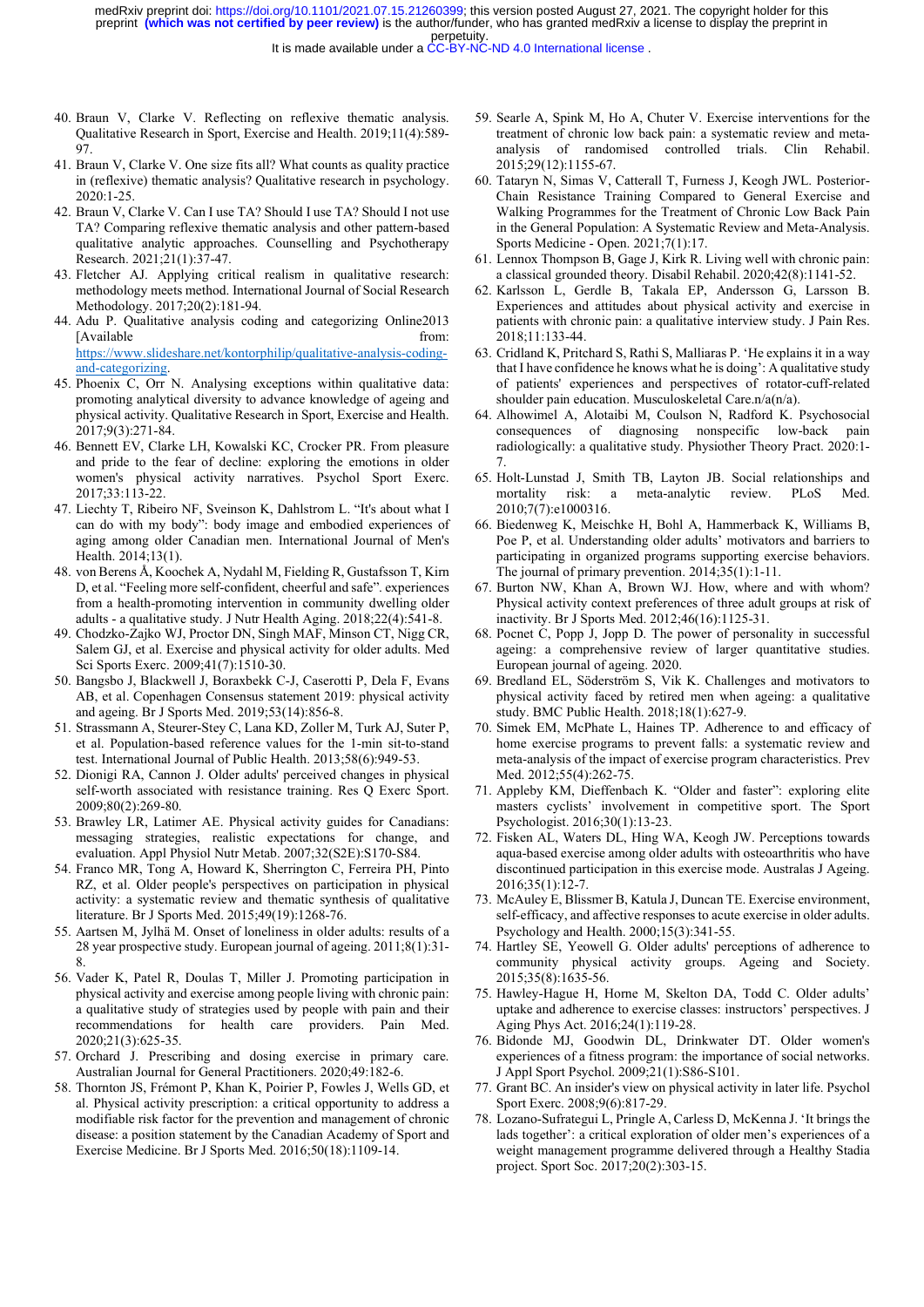40. Braun V, Clarke V. Reflecting on reflexive thematic analysis. Qualitative Research in Sport, Exercise and Health. 2019;11(4):589-97.
41. Braun V, Clarke V. One size fits all? What counts as quality practice in (reflexive) thematic analysis? Qualitative research in psychology. 2020:1-25.
42. Braun V, Clarke V. Can I use TA? Should I use TA? Should I not use TA? Comparing reflexive thematic analysis and other pattern-based qualitative analytic approaches. Counselling and Psychotherapy Research. 2021;21(1):37-47.
43. Fletcher AJ. Applying critical realism in qualitative research: methodology meets method. International Journal of Social Research Methodology. 2017;20(2):181-94.
44. Adu P. Qualitative analysis coding and categorizing Online2013 [Available from: https://www.slideshare.net/kontorphilip/qualitative-analysis-coding-and-categorizing.
45. Phoenix C, Orr N. Analysing exceptions within qualitative data: promoting analytical diversity to advance knowledge of ageing and physical activity. Qualitative Research in Sport, Exercise and Health. 2017;9(3):271-84.
46. Bennett EV, Clarke LH, Kowalski KC, Crocker PR. From pleasure and pride to the fear of decline: exploring the emotions in older women's physical activity narratives. Psychol Sport Exerc. 2017;33:113-22.
47. Liechty T, Ribeiro NF, Sveinson K, Dahlstrom L. "It's about what I can do with my body": body image and embodied experiences of aging among older Canadian men. International Journal of Men's Health. 2014;13(1).
48. von Berens Å, Koochek A, Nydahl M, Fielding R, Gustafsson T, Kirn D, et al. "Feeling more self-confident, cheerful and safe". experiences from a health-promoting intervention in community dwelling older adults - a qualitative study. J Nutr Health Aging. 2018;22(4):541-8.
49. Chodzko-Zajko WJ, Proctor DN, Singh MAF, Minson CT, Nigg CR, Salem GJ, et al. Exercise and physical activity for older adults. Med Sci Sports Exerc. 2009;41(7):1510-30.
50. Bangsbo J, Blackwell J, Boraxbekk C-J, Caserotti P, Dela F, Evans AB, et al. Copenhagen Consensus statement 2019: physical activity and ageing. Br J Sports Med. 2019;53(14):856-8.
51. Strassmann A, Steurer-Stey C, Lana KD, Zoller M, Turk AJ, Suter P, et al. Population-based reference values for the 1-min sit-to-stand test. International Journal of Public Health. 2013;58(6):949-53.
52. Dionigi RA, Cannon J. Older adults' perceived changes in physical self-worth associated with resistance training. Res Q Exerc Sport. 2009;80(2):269-80.
53. Brawley LR, Latimer AE. Physical activity guides for Canadians: messaging strategies, realistic expectations for change, and evaluation. Appl Physiol Nutr Metab. 2007;32(S2E):S170-S84.
54. Franco MR, Tong A, Howard K, Sherrington C, Ferreira PH, Pinto RZ, et al. Older people's perspectives on participation in physical activity: a systematic review and thematic synthesis of qualitative literature. Br J Sports Med. 2015;49(19):1268-76.
55. Aartsen M, Jylhä M. Onset of loneliness in older adults: results of a 28 year prospective study. European journal of ageing. 2011;8(1):31-8.
56. Vader K, Patel R, Doulas T, Miller J. Promoting participation in physical activity and exercise among people living with chronic pain: a qualitative study of strategies used by people with pain and their recommendations for health care providers. Pain Med. 2020;21(3):625-35.
57. Orchard J. Prescribing and dosing exercise in primary care. Australian Journal for General Practitioners. 2020;49:182-6.
58. Thornton JS, Frémont P, Khan K, Poirier P, Fowles J, Wells GD, et al. Physical activity prescription: a critical opportunity to address a modifiable risk factor for the prevention and management of chronic disease: a position statement by the Canadian Academy of Sport and Exercise Medicine. Br J Sports Med. 2016;50(18):1109-14.
59. Searle A, Spink M, Ho A, Chuter V. Exercise interventions for the treatment of chronic low back pain: a systematic review and meta-analysis of randomised controlled trials. Clin Rehabil. 2015;29(12):1155-67.
60. Tataryn N, Simas V, Catterall T, Furness J, Keogh JWL. Posterior-Chain Resistance Training Compared to General Exercise and Walking Programmes for the Treatment of Chronic Low Back Pain in the General Population: A Systematic Review and Meta-Analysis. Sports Medicine - Open. 2021;7(1):17.
61. Lennox Thompson B, Gage J, Kirk R. Living well with chronic pain: a classical grounded theory. Disabil Rehabil. 2020;42(8):1141-52.
62. Karlsson L, Gerdle B, Takala EP, Andersson G, Larsson B. Experiences and attitudes about physical activity and exercise in patients with chronic pain: a qualitative interview study. J Pain Res. 2018;11:133-44.
63. Cridland K, Pritchard S, Rathi S, Malliaras P. 'He explains it in a way that I have confidence he knows what he is doing': A qualitative study of patients' experiences and perspectives of rotator-cuff-related shoulder pain education. Musculoskeletal Care.n/a(n/a).
64. Alhowimel A, Alotaibi M, Coulson N, Radford K. Psychosocial consequences of diagnosing nonspecific low-back pain radiologically: a qualitative study. Physiother Theory Pract. 2020:1-7.
65. Holt-Lunstad J, Smith TB, Layton JB. Social relationships and mortality risk: a meta-analytic review. PLoS Med. 2010;7(7):e1000316.
66. Biedenweg K, Meischke H, Bohl A, Hammerback K, Williams B, Poe P, et al. Understanding older adults' motivators and barriers to participating in organized programs supporting exercise behaviors. The journal of primary prevention. 2014;35(1):1-11.
67. Burton NW, Khan A, Brown WJ. How, where and with whom? Physical activity context preferences of three adult groups at risk of inactivity. Br J Sports Med. 2012;46(16):1125-31.
68. Pocnet C, Popp J, Jopp D. The power of personality in successful ageing: a comprehensive review of larger quantitative studies. European journal of ageing. 2020.
69. Bredland EL, Söderström S, Vik K. Challenges and motivators to physical activity faced by retired men when ageing: a qualitative study. BMC Public Health. 2018;18(1):627-9.
70. Simek EM, McPhate L, Haines TP. Adherence to and efficacy of home exercise programs to prevent falls: a systematic review and meta-analysis of the impact of exercise program characteristics. Prev Med. 2012;55(4):262-75.
71. Appleby KM, Dieffenbach K. "Older and faster": exploring elite masters cyclists' involvement in competitive sport. The Sport Psychologist. 2016;30(1):13-23.
72. Fisken AL, Waters DL, Hing WA, Keogh JW. Perceptions towards aqua-based exercise among older adults with osteoarthritis who have discontinued participation in this exercise mode. Australas J Ageing. 2016;35(1):12-7.
73. McAuley E, Blissmer B, Katula J, Duncan TE. Exercise environment, self-efficacy, and affective responses to acute exercise in older adults. Psychology and Health. 2000;15(3):341-55.
74. Hartley SE, Yeowell G. Older adults' perceptions of adherence to community physical activity groups. Ageing and Society. 2015;35(8):1635-56.
75. Hawley-Hague H, Horne M, Skelton DA, Todd C. Older adults' uptake and adherence to exercise classes: instructors' perspectives. J Aging Phys Act. 2016;24(1):119-28.
76. Bidonde MJ, Goodwin DL, Drinkwater DT. Older women's experiences of a fitness program: the importance of social networks. J Appl Sport Psychol. 2009;21(1):S86-S101.
77. Grant BC. An insider's view on physical activity in later life. Psychol Sport Exerc. 2008;9(6):817-29.
78. Lozano-Sufrategui L, Pringle A, Carless D, McKenna J. 'It brings the lads together': a critical exploration of older men's experiences of a weight management programme delivered through a Healthy Stadia project. Sport Soc. 2017;20(2):303-15.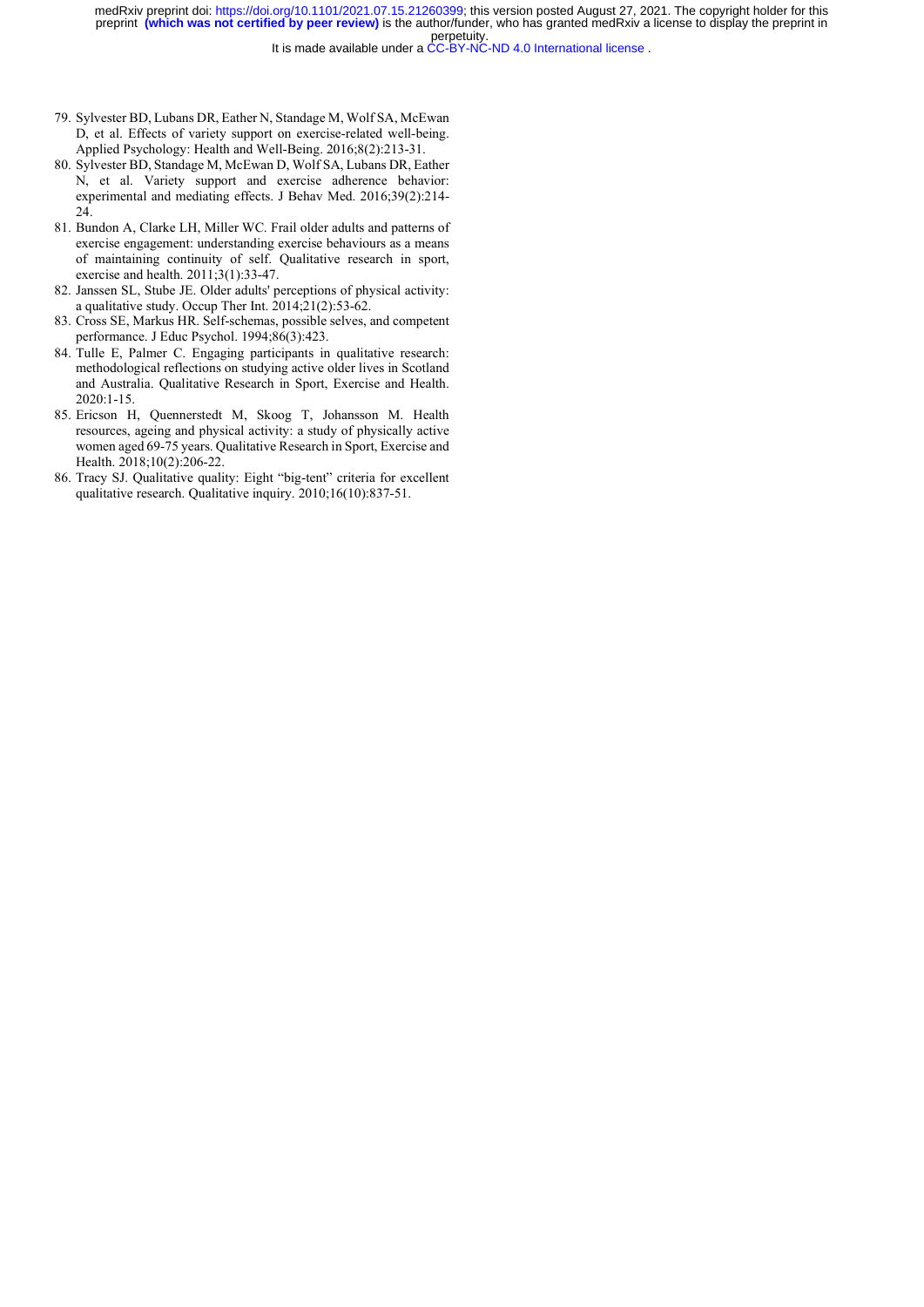79. Sylvester BD, Lubans DR, Eather N, Standage M, Wolf SA, McEwan D, et al. Effects of variety support on exercise-related well-being. Applied Psychology: Health and Well-Being. 2016;8(2):213-31.
80. Sylvester BD, Standage M, McEwan D, Wolf SA, Lubans DR, Eather N, et al. Variety support and exercise adherence behavior: experimental and mediating effects. J Behav Med. 2016;39(2):214-24.
81. Bundon A, Clarke LH, Miller WC. Frail older adults and patterns of exercise engagement: understanding exercise behaviours as a means of maintaining continuity of self. Qualitative research in sport, exercise and health. 2011;3(1):33-47.
82. Janssen SL, Stube JE. Older adults' perceptions of physical activity: a qualitative study. Occup Ther Int. 2014;21(2):53-62.
83. Cross SE, Markus HR. Self-schemas, possible selves, and competent performance. J Educ Psychol. 1994;86(3):423.
84. Tulle E, Palmer C. Engaging participants in qualitative research: methodological reflections on studying active older lives in Scotland and Australia. Qualitative Research in Sport, Exercise and Health. 2020:1-15.
85. Ericson H, Quennerstedt M, Skoog T, Johansson M. Health resources, ageing and physical activity: a study of physically active women aged 69-75 years. Qualitative Research in Sport, Exercise and Health. 2018;10(2):206-22.
86. Tracy SJ. Qualitative quality: Eight "big-tent" criteria for excellent qualitative research. Qualitative inquiry. 2010;16(10):837-51.